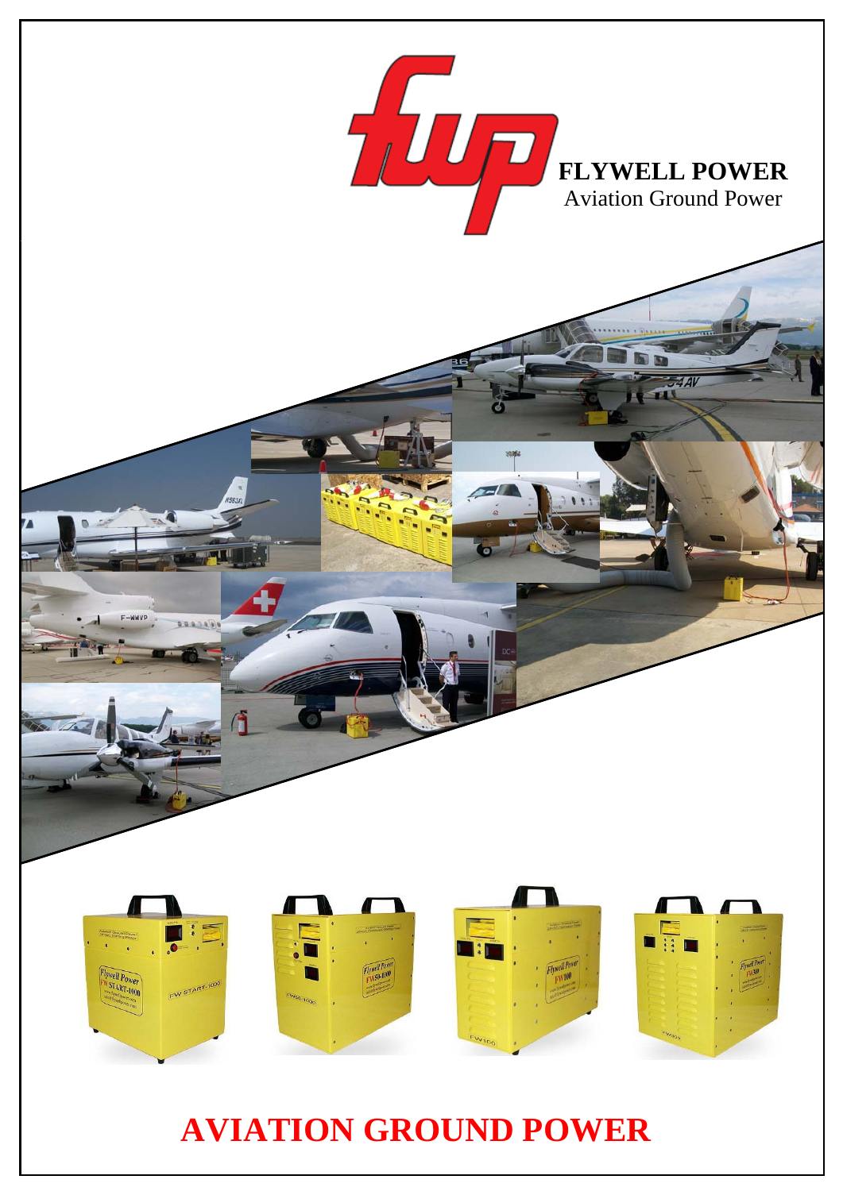**FLYWELL POWER**
Aviation Ground Power

# AVIATION GROUND POWER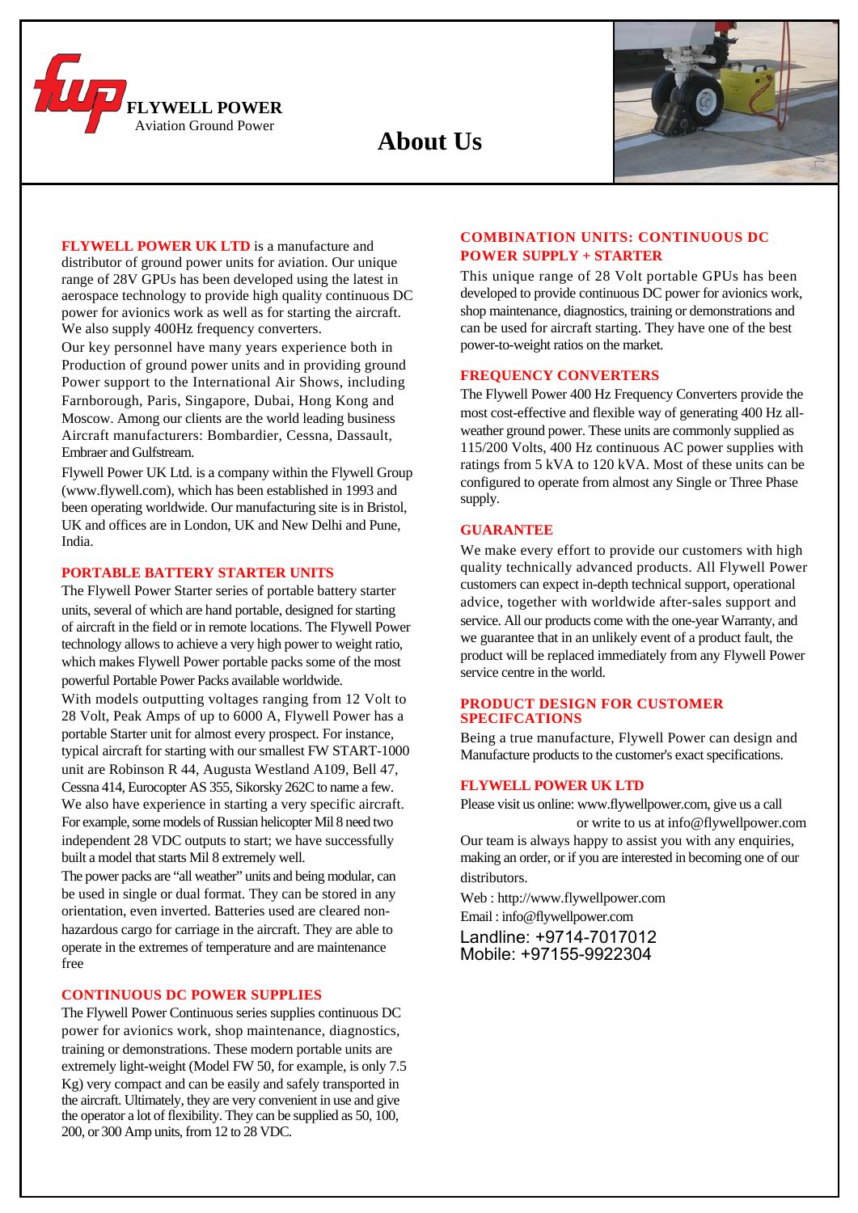**FLYWELL POWER**
Aviation Ground Power

# About Us

**FLYWELL POWER UK LTD** is a manufacture and distributor of ground power units for aviation. Our unique range of 28V GPUs has been developed using the latest in aerospace technology to provide high quality continuous DC power for avionics work as well as for starting the aircraft. We also supply 400Hz frequency converters.

Our key personnel have many years experience both in Production of ground power units and in providing ground Power support to the International Air Shows, including Farnborough, Paris, Singapore, Dubai, Hong Kong and Moscow. Among our clients are the world leading business Aircraft manufacturers: Bombardier, Cessna, Dassault, Embraer and Gulfstream.

Flywell Power UK Ltd. is a company within the Flywell Group (www.flywell.com), which has been established in 1993 and been operating worldwide. Our manufacturing site is in Bristol, UK and offices are in London, UK and New Delhi and Pune, India.

## PORTABLE BATTERY STARTER UNITS

The Flywell Power Starter series of portable battery starter units, several of which are hand portable, designed for starting of aircraft in the field or in remote locations. The Flywell Power technology allows to achieve a very high power to weight ratio, which makes Flywell Power portable packs some of the most powerful Portable Power Packs available worldwide.

With models outputting voltages ranging from 12 Volt to 28 Volt, Peak Amps of up to 6000 A, Flywell Power has a portable Starter unit for almost every prospect. For instance, typical aircraft for starting with our smallest FW START-1000 unit are Robinson R 44, Augusta Westland A109, Bell 47, Cessna 414, Eurocopter AS 355, Sikorsky 262C to name a few.

We also have experience in starting a very specific aircraft. For example, some models of Russian helicopter Mil 8 need two independent 28 VDC outputs to start; we have successfully built a model that starts Mil 8 extremely well.

The power packs are "all weather" units and being modular, can be used in single or dual format. They can be stored in any orientation, even inverted. Batteries used are cleared non-hazardous cargo for carriage in the aircraft. They are able to operate in the extremes of temperature and are maintenance free

## CONTINUOUS DC POWER SUPPLIES

The Flywell Power Continuous series supplies continuous DC power for avionics work, shop maintenance, diagnostics, training or demonstrations. These modern portable units are extremely light-weight (Model FW 50, for example, is only 7.5 Kg) very compact and can be easily and safely transported in the aircraft. Ultimately, they are very convenient in use and give the operator a lot of flexibility. They can be supplied as 50, 100, 200, or 300 Amp units, from 12 to 28 VDC.

## COMBINATION UNITS: CONTINUOUS DC POWER SUPPLY + STARTER

This unique range of 28 Volt portable GPUs has been developed to provide continuous DC power for avionics work, shop maintenance, diagnostics, training or demonstrations and can be used for aircraft starting. They have one of the best power-to-weight ratios on the market.

## FREQUENCY CONVERTERS

The Flywell Power 400 Hz Frequency Converters provide the most cost-effective and flexible way of generating 400 Hz all-weather ground power. These units are commonly supplied as 115/200 Volts, 400 Hz continuous AC power supplies with ratings from 5 kVA to 120 kVA. Most of these units can be configured to operate from almost any Single or Three Phase supply.

## GUARANTEE

We make every effort to provide our customers with high quality technically advanced products. All Flywell Power customers can expect in-depth technical support, operational advice, together with worldwide after-sales support and service. All our products come with the one-year Warranty, and we guarantee that in an unlikely event of a product fault, the product will be replaced immediately from any Flywell Power service centre in the world.

## PRODUCT DESIGN FOR CUSTOMER SPECIFCATIONS

Being a true manufacture, Flywell Power can design and Manufacture products to the customer's exact specifications.

## FLYWELL POWER UK LTD

Please visit us online: www.flywellpower.com, give us a call or write to us at info@flywellpower.com

Our team is always happy to assist you with any enquiries, making an order, or if you are interested in becoming one of our distributors.

Web : http://www.flywellpower.com
Email : info@flywellpower.com
Landline: +9714-7017012
Mobile: +97155-9922304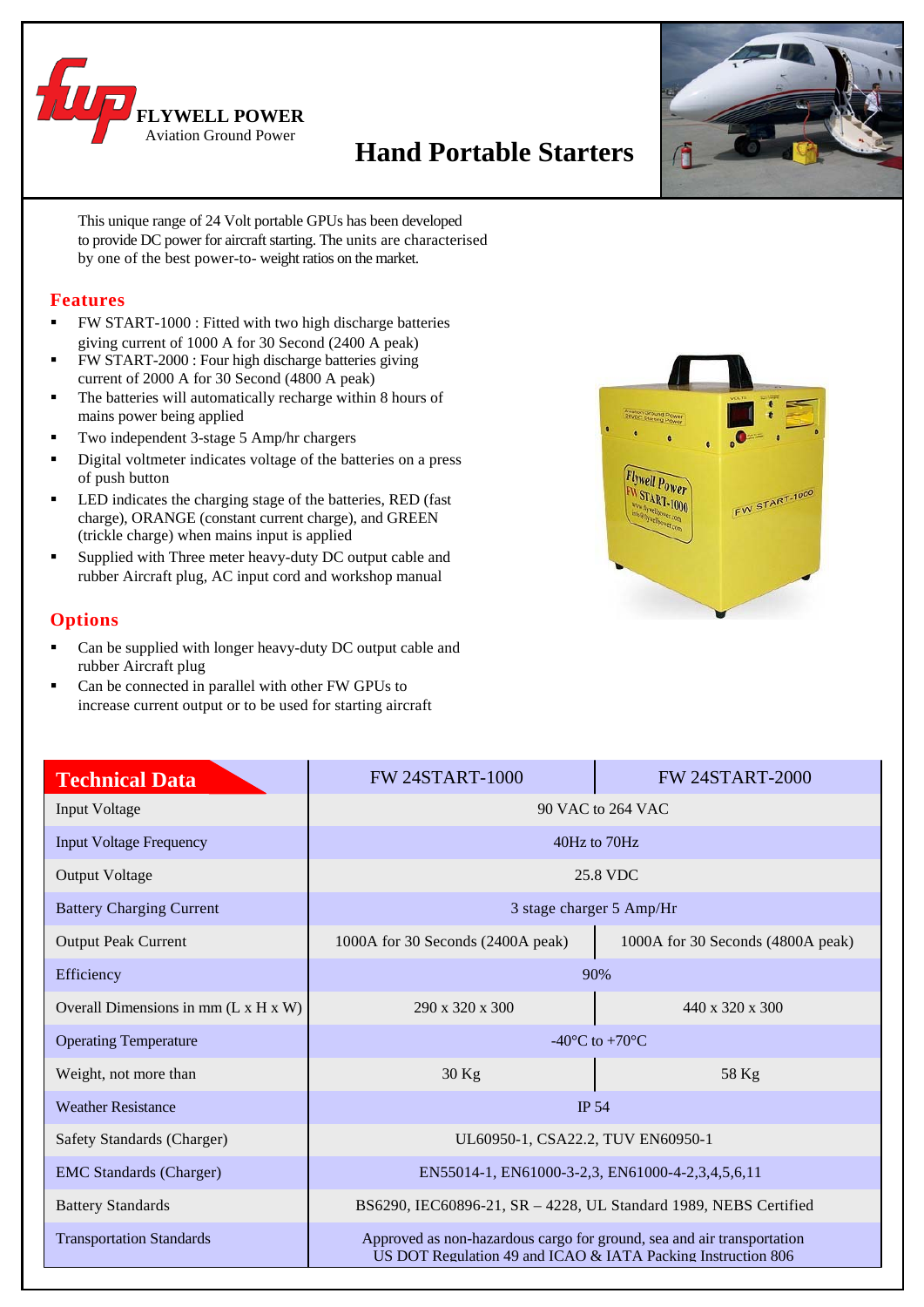FLYWELL POWER
Aviation Ground Power

# Hand Portable Starters

This unique range of 24 Volt portable GPUs has been developed to provide DC power for aircraft starting. The units are characterised by one of the best power-to- weight ratios on the market.

## Features

- FW START-1000 : Fitted with two high discharge batteries giving current of 1000 A for 30 Second (2400 A peak)
- FW START-2000 : Four high discharge batteries giving current of 2000 A for 30 Second (4800 A peak)
- The batteries will automatically recharge within 8 hours of mains power being applied
- Two independent 3-stage 5 Amp/hr chargers
- Digital voltmeter indicates voltage of the batteries on a press of push button
- LED indicates the charging stage of the batteries, RED (fast charge), ORANGE (constant current charge), and GREEN (trickle charge) when mains input is applied
- Supplied with Three meter heavy-duty DC output cable and rubber Aircraft plug, AC input cord and workshop manual

## Options

- Can be supplied with longer heavy-duty DC output cable and rubber Aircraft plug
- Can be connected in parallel with other FW GPUs to increase current output or to be used for starting aircraft

| Technical Data | FW 24START-1000 | FW 24START-2000 |
|---|---|---|
| Input Voltage | 90 VAC to 264 VAC | |
| Input Voltage Frequency | 40Hz to 70Hz | |
| Output Voltage | 25.8 VDC | |
| Battery Charging Current | 3 stage charger 5 Amp/Hr | |
| Output Peak Current | 1000A for 30 Seconds (2400A peak) | 1000A for 30 Seconds (4800A peak) |
| Efficiency | 90% | |
| Overall Dimensions in mm (L x H x W) | 290 x 320 x 300 | 440 x 320 x 300 |
| Operating Temperature | -40°C to +70°C | |
| Weight, not more than | 30 Kg | 58 Kg |
| Weather Resistance | IP 54 | |
| Safety Standards (Charger) | UL60950-1, CSA22.2, TUV EN60950-1 | |
| EMC Standards (Charger) | EN55014-1, EN61000-3-2,3, EN61000-4-2,3,4,5,6,11 | |
| Battery Standards | BS6290, IEC60896-21, SR – 4228, UL Standard 1989, NEBS Certified | |
| Transportation Standards | Approved as non-hazardous cargo for ground, sea and air transportation US DOT Regulation 49 and ICAO & IATA Packing Instruction 806 | |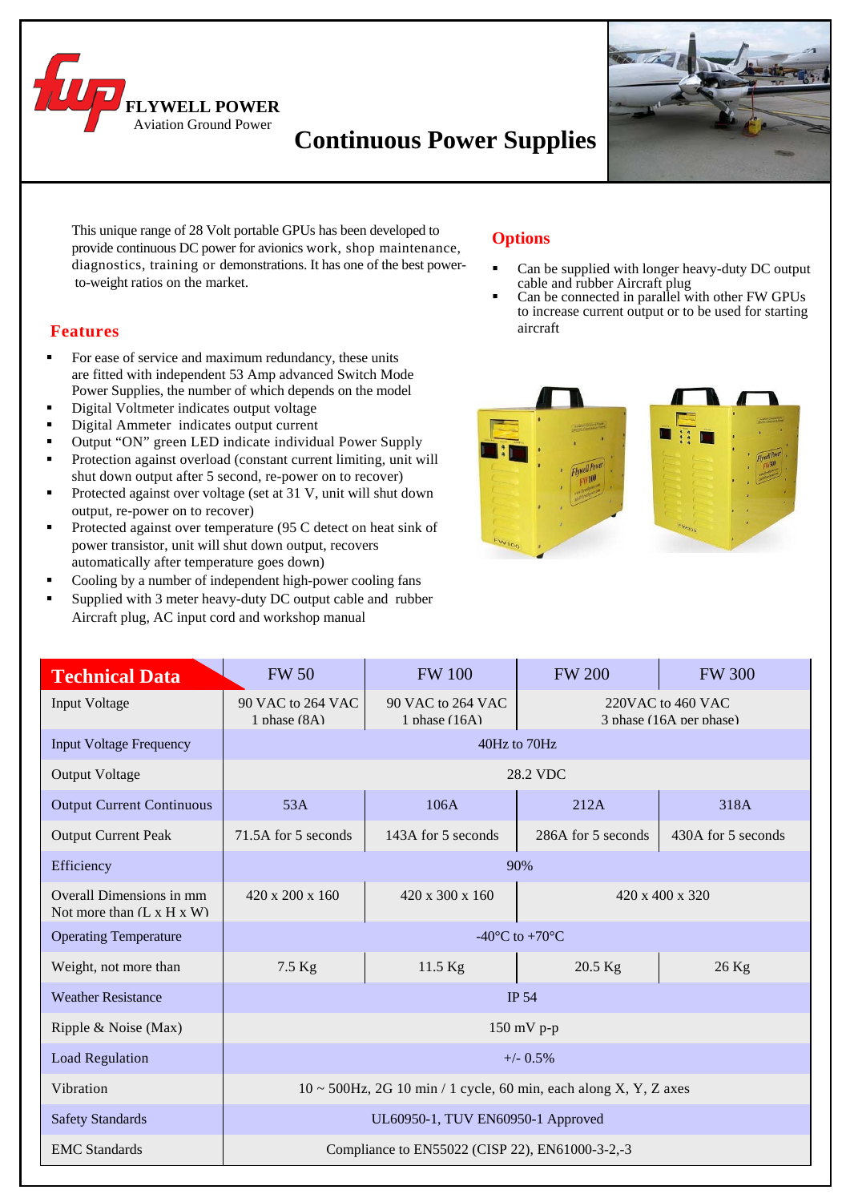**FLYWELL POWER**
Aviation Ground Power

# Continuous Power Supplies

This unique range of 28 Volt portable GPUs has been developed to provide continuous DC power for avionics work, shop maintenance, diagnostics, training or demonstrations. It has one of the best power-to-weight ratios on the market.

## Features

- For ease of service and maximum redundancy, these units are fitted with independent 53 Amp advanced Switch Mode Power Supplies, the number of which depends on the model
- Digital Voltmeter indicates output voltage
- Digital Ammeter indicates output current
- Output "ON" green LED indicate individual Power Supply
- Protection against overload (constant current limiting, unit will shut down output after 5 second, re-power on to recover)
- Protected against over voltage (set at 31 V, unit will shut down output, re-power on to recover)
- Protected against over temperature (95 C detect on heat sink of power transistor, unit will shut down output, recovers automatically after temperature goes down)
- Cooling by a number of independent high-power cooling fans
- Supplied with 3 meter heavy-duty DC output cable and rubber Aircraft plug, AC input cord and workshop manual

## Options

- Can be supplied with longer heavy-duty DC output cable and rubber Aircraft plug
- Can be connected in parallel with other FW GPUs to increase current output or to be used for starting aircraft

| Technical Data | FW 50 | FW 100 | FW 200 | FW 300 |
|---|---|---|---|---|
| Input Voltage | 90 VAC to 264 VAC 1 phase (8A) | 90 VAC to 264 VAC 1 phase (16A) | 220VAC to 460 VAC 3 phase (16A per phase) | |
| Input Voltage Frequency | 40Hz to 70Hz | | | |
| Output Voltage | 28.2 VDC | | | |
| Output Current Continuous | 53A | 106A | 212A | 318A |
| Output Current Peak | 71.5A for 5 seconds | 143A for 5 seconds | 286A for 5 seconds | 430A for 5 seconds |
| Efficiency | 90% | | | |
| Overall Dimensions in mm Not more than (L x H x W) | 420 x 200 x 160 | 420 x 300 x 160 | 420 x 400 x 320 | |
| Operating Temperature | -40°C to +70°C | | | |
| Weight, not more than | 7.5 Kg | 11.5 Kg | 20.5 Kg | 26 Kg |
| Weather Resistance | IP 54 | | | |
| Ripple & Noise (Max) | 150 mV p-p | | | |
| Load Regulation | +/- 0.5% | | | |
| Vibration | 10 ~ 500Hz, 2G 10 min / 1 cycle, 60 min, each along X, Y, Z axes | | | |
| Safety Standards | UL60950-1, TUV EN60950-1 Approved | | | |
| EMC Standards | Compliance to EN55022 (CISP 22), EN61000-3-2,-3 | | | |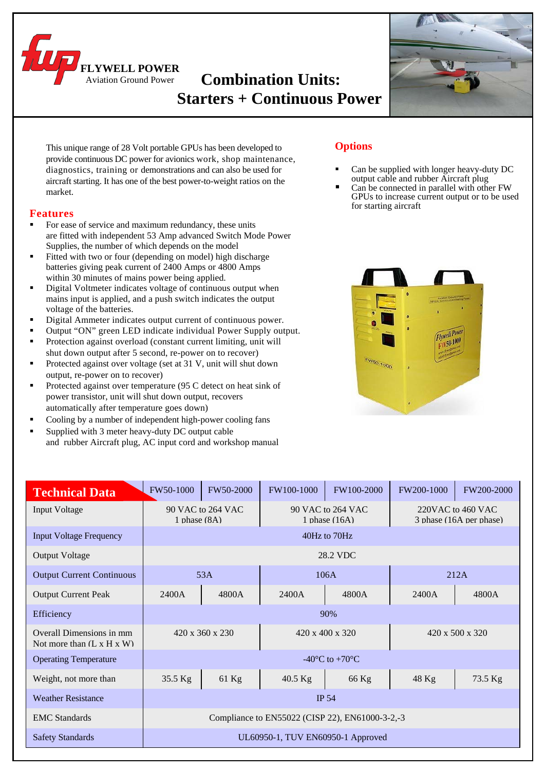**FLYWELL POWER**
Aviation Ground Power

# Combination Units: Starters + Continuous Power

This unique range of 28 Volt portable GPUs has been developed to provide continuous DC power for avionics work, shop maintenance, diagnostics, training or demonstrations and can also be used for aircraft starting. It has one of the best power-to-weight ratios on the market.

## Features

- For ease of service and maximum redundancy, these units are fitted with independent 53 Amp advanced Switch Mode Power Supplies, the number of which depends on the model
- Fitted with two or four (depending on model) high discharge batteries giving peak current of 2400 Amps or 4800 Amps within 30 minutes of mains power being applied.
- Digital Voltmeter indicates voltage of continuous output when mains input is applied, and a push switch indicates the output voltage of the batteries.
- Digital Ammeter indicates output current of continuous power.
- Output "ON" green LED indicate individual Power Supply output.
- Protection against overload (constant current limiting, unit will shut down output after 5 second, re-power on to recover)
- Protected against over voltage (set at 31 V, unit will shut down output, re-power on to recover)
- Protected against over temperature (95 C detect on heat sink of power transistor, unit will shut down output, recovers automatically after temperature goes down)
- Cooling by a number of independent high-power cooling fans
- Supplied with 3 meter heavy-duty DC output cable and rubber Aircraft plug, AC input cord and workshop manual

## Options

- Can be supplied with longer heavy-duty DC output cable and rubber Aircraft plug
- Can be connected in parallel with other FW GPUs to increase current output or to be used for starting aircraft

| Technical Data | FW50-1000 | FW50-2000 | FW100-1000 | FW100-2000 | FW200-1000 | FW200-2000 |
|---|---|---|---|---|---|---|
| Input Voltage | 90 VAC to 264 VAC 1 phase (8A) | | 90 VAC to 264 VAC 1 phase (16A) | | 220VAC to 460 VAC 3 phase (16A per phase) | |
| Input Voltage Frequency | 40Hz to 70Hz | | | | | |
| Output Voltage | 28.2 VDC | | | | | |
| Output Current Continuous | 53A | | 106A | | 212A | |
| Output Current Peak | 2400A | 4800A | 2400A | 4800A | 2400A | 4800A |
| Efficiency | 90% | | | | | |
| Overall Dimensions in mm Not more than (L x H x W) | 420 x 360 x 230 | | 420 x 400 x 320 | | 420 x 500 x 320 | |
| Operating Temperature | -40°C to +70°C | | | | | |
| Weight, not more than | 35.5 Kg | 61 Kg | 40.5 Kg | 66 Kg | 48 Kg | 73.5 Kg |
| Weather Resistance | IP 54 | | | | | |
| EMC Standards | Compliance to EN55022 (CISP 22), EN61000-3-2,-3 | | | | | |
| Safety Standards | UL60950-1, TUV EN60950-1 Approved | | | | | |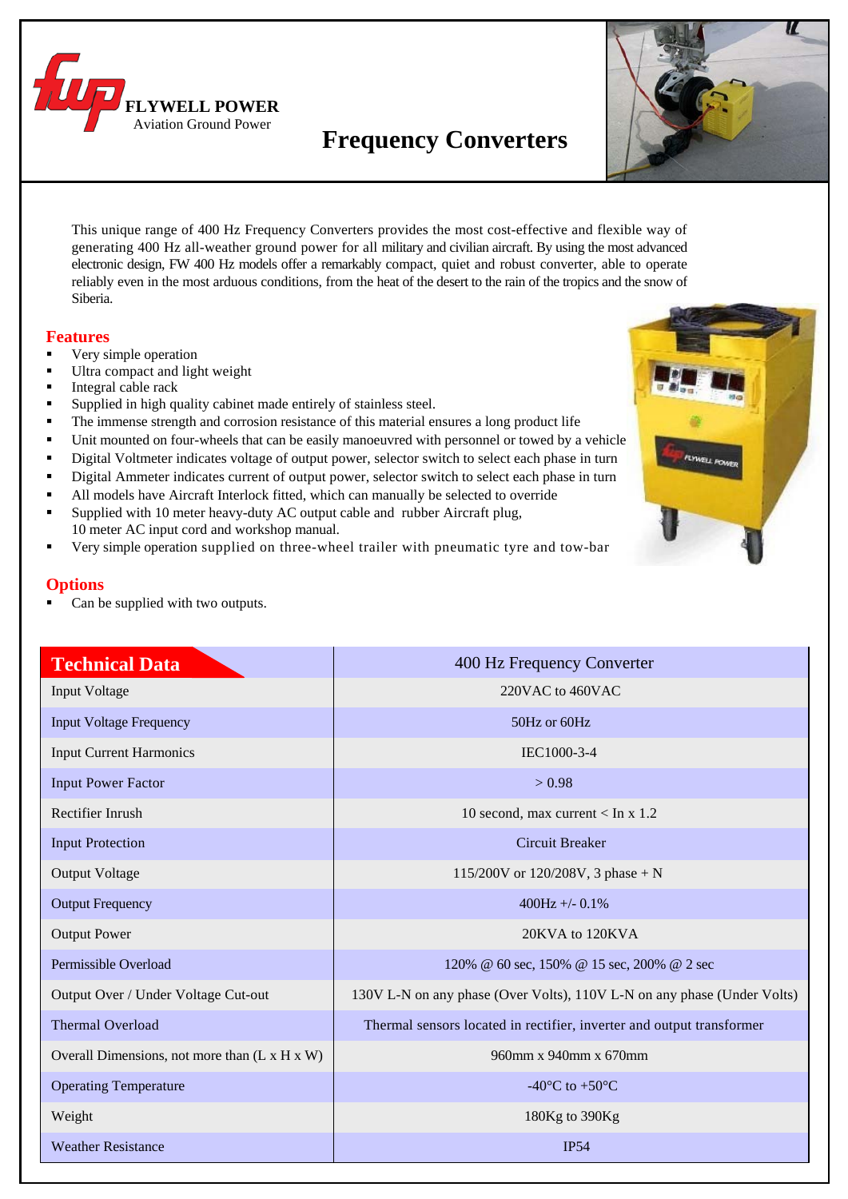**FLYWELL POWER**
Aviation Ground Power

# Frequency Converters

This unique range of 400 Hz Frequency Converters provides the most cost-effective and flexible way of generating 400 Hz all-weather ground power for all military and civilian aircraft. By using the most advanced electronic design, FW 400 Hz models offer a remarkably compact, quiet and robust converter, able to operate reliably even in the most arduous conditions, from the heat of the desert to the rain of the tropics and the snow of Siberia.

## Features

- Very simple operation
- Ultra compact and light weight
- Integral cable rack
- Supplied in high quality cabinet made entirely of stainless steel.
- The immense strength and corrosion resistance of this material ensures a long product life
- Unit mounted on four-wheels that can be easily manoeuvred with personnel or towed by a vehicle
- Digital Voltmeter indicates voltage of output power, selector switch to select each phase in turn
- Digital Ammeter indicates current of output power, selector switch to select each phase in turn
- All models have Aircraft Interlock fitted, which can manually be selected to override
- Supplied with 10 meter heavy-duty AC output cable and rubber Aircraft plug, 10 meter AC input cord and workshop manual.
- Very simple operation supplied on three-wheel trailer with pneumatic tyre and tow-bar

## Options

- Can be supplied with two outputs.

| Technical Data | 400 Hz Frequency Converter |
|---|---|
| Input Voltage | 220VAC to 460VAC |
| Input Voltage Frequency | 50Hz or 60Hz |
| Input Current Harmonics | IEC1000-3-4 |
| Input Power Factor | > 0.98 |
| Rectifier Inrush | 10 second, max current < In x 1.2 |
| Input Protection | Circuit Breaker |
| Output Voltage | 115/200V or 120/208V, 3 phase + N |
| Output Frequency | 400Hz +/- 0.1% |
| Output Power | 20KVA to 120KVA |
| Permissible Overload | 120% @ 60 sec, 150% @ 15 sec, 200% @ 2 sec |
| Output Over / Under Voltage Cut-out | 130V L-N on any phase (Over Volts), 110V L-N on any phase (Under Volts) |
| Thermal Overload | Thermal sensors located in rectifier, inverter and output transformer |
| Overall Dimensions, not more than (L x H x W) | 960mm x 940mm x 670mm |
| Operating Temperature | -40°C to +50°C |
| Weight | 180Kg to 390Kg |
| Weather Resistance | IP54 |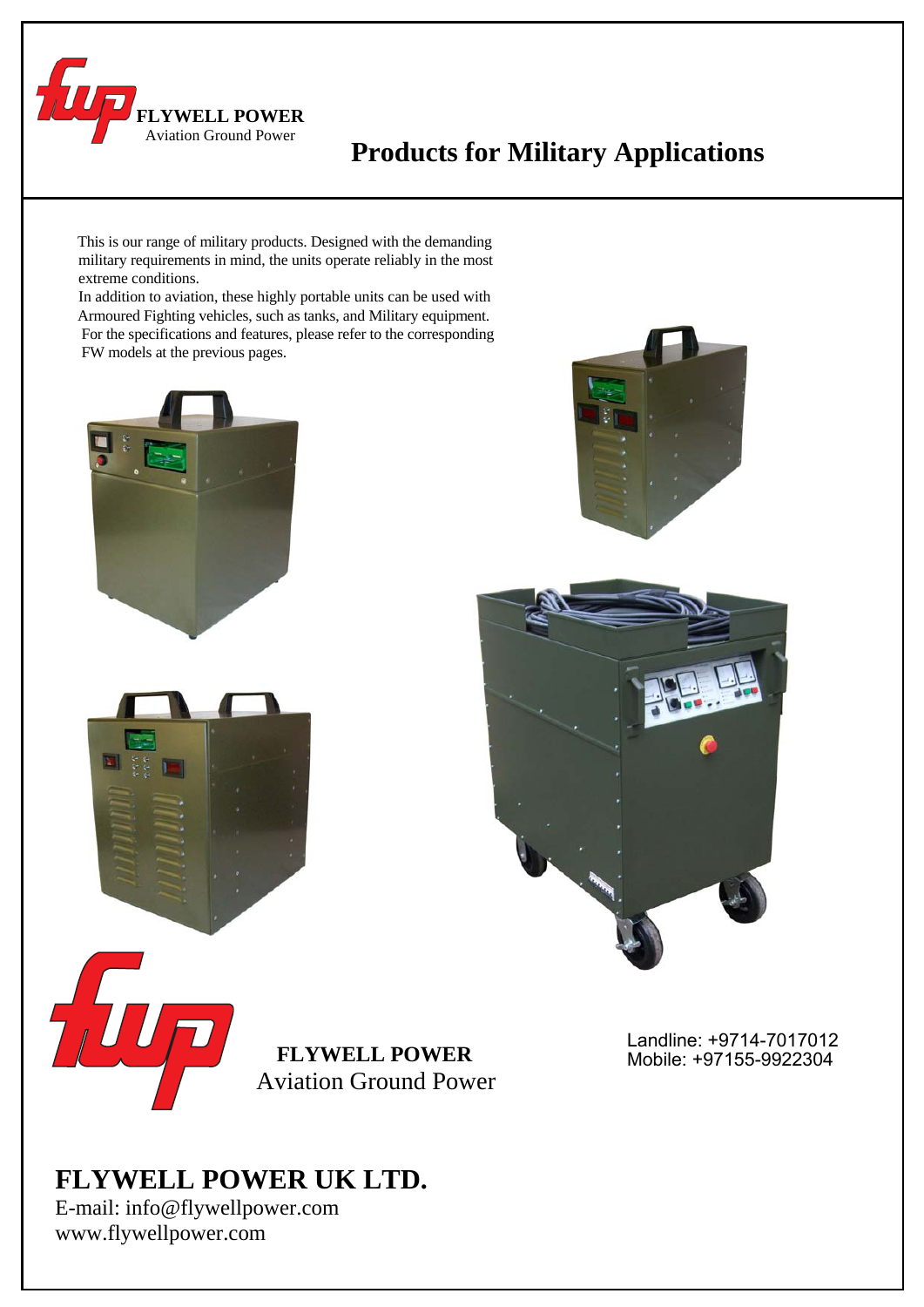FLYWELL POWER
Aviation Ground Power

# Products for Military Applications

This is our range of military products. Designed with the demanding military requirements in mind, the units operate reliably in the most extreme conditions.
In addition to aviation, these highly portable units can be used with Armoured Fighting vehicles, such as tanks, and Military equipment.
For the specifications and features, please refer to the corresponding FW models at the previous pages.

**FLYWELL POWER**
Aviation Ground Power

Landline: +9714-7017012
Mobile: +97155-9922304

## FLYWELL POWER UK LTD.

E-mail: info@flywellpower.com
www.flywellpower.com